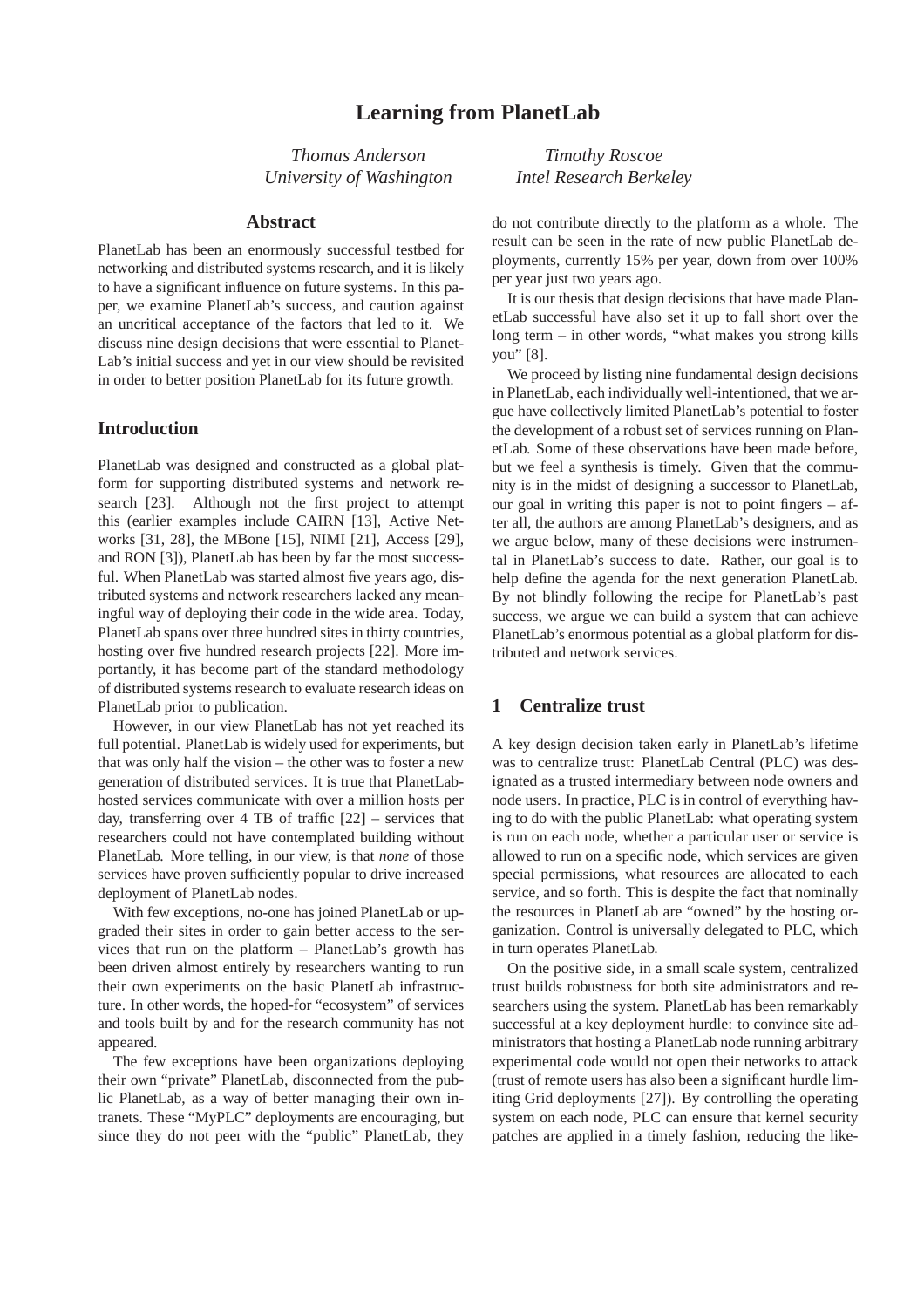# Learning from PlanetLab

*Thomas Anderson*
*University of Washington*

*Timothy Roscoe*
*Intel Research Berkeley*

## Abstract

PlanetLab has been an enormously successful testbed for networking and distributed systems research, and it is likely to have a significant influence on future systems. In this paper, we examine PlanetLab's success, and caution against an uncritical acceptance of the factors that led to it. We discuss nine design decisions that were essential to PlanetLab's initial success and yet in our view should be revisited in order to better position PlanetLab for its future growth.

## Introduction

PlanetLab was designed and constructed as a global platform for supporting distributed systems and network research [23]. Although not the first project to attempt this (earlier examples include CAIRN [13], Active Networks [31, 28], the MBone [15], NIMI [21], Access [29], and RON [3]), PlanetLab has been by far the most successful. When PlanetLab was started almost five years ago, distributed systems and network researchers lacked any meaningful way of deploying their code in the wide area. Today, PlanetLab spans over three hundred sites in thirty countries, hosting over five hundred research projects [22]. More importantly, it has become part of the standard methodology of distributed systems research to evaluate research ideas on PlanetLab prior to publication.

However, in our view PlanetLab has not yet reached its full potential. PlanetLab is widely used for experiments, but that was only half the vision – the other was to foster a new generation of distributed services. It is true that PlanetLab-hosted services communicate with over a million hosts per day, transferring over 4 TB of traffic [22] – services that researchers could not have contemplated building without PlanetLab. More telling, in our view, is that *none* of those services have proven sufficiently popular to drive increased deployment of PlanetLab nodes.

With few exceptions, no-one has joined PlanetLab or upgraded their sites in order to gain better access to the services that run on the platform – PlanetLab's growth has been driven almost entirely by researchers wanting to run their own experiments on the basic PlanetLab infrastructure. In other words, the hoped-for "ecosystem" of services and tools built by and for the research community has not appeared.

The few exceptions have been organizations deploying their own "private" PlanetLab, disconnected from the public PlanetLab, as a way of better managing their own intranets. These "MyPLC" deployments are encouraging, but since they do not peer with the "public" PlanetLab, they do not contribute directly to the platform as a whole. The result can be seen in the rate of new public PlanetLab deployments, currently 15% per year, down from over 100% per year just two years ago.

It is our thesis that design decisions that have made PlanetLab successful have also set it up to fall short over the long term – in other words, "what makes you strong kills you" [8].

We proceed by listing nine fundamental design decisions in PlanetLab, each individually well-intentioned, that we argue have collectively limited PlanetLab's potential to foster the development of a robust set of services running on PlanetLab. Some of these observations have been made before, but we feel a synthesis is timely. Given that the community is in the midst of designing a successor to PlanetLab, our goal in writing this paper is not to point fingers – after all, the authors are among PlanetLab's designers, and as we argue below, many of these decisions were instrumental in PlanetLab's success to date. Rather, our goal is to help define the agenda for the next generation PlanetLab. By not blindly following the recipe for PlanetLab's past success, we argue we can build a system that can achieve PlanetLab's enormous potential as a global platform for distributed and network services.

## 1 Centralize trust

A key design decision taken early in PlanetLab's lifetime was to centralize trust: PlanetLab Central (PLC) was designated as a trusted intermediary between node owners and node users. In practice, PLC is in control of everything having to do with the public PlanetLab: what operating system is run on each node, whether a particular user or service is allowed to run on a specific node, which services are given special permissions, what resources are allocated to each service, and so forth. This is despite the fact that nominally the resources in PlanetLab are "owned" by the hosting organization. Control is universally delegated to PLC, which in turn operates PlanetLab.

On the positive side, in a small scale system, centralized trust builds robustness for both site administrators and researchers using the system. PlanetLab has been remarkably successful at a key deployment hurdle: to convince site administrators that hosting a PlanetLab node running arbitrary experimental code would not open their networks to attack (trust of remote users has also been a significant hurdle limiting Grid deployments [27]). By controlling the operating system on each node, PLC can ensure that kernel security patches are applied in a timely fashion, reducing the like-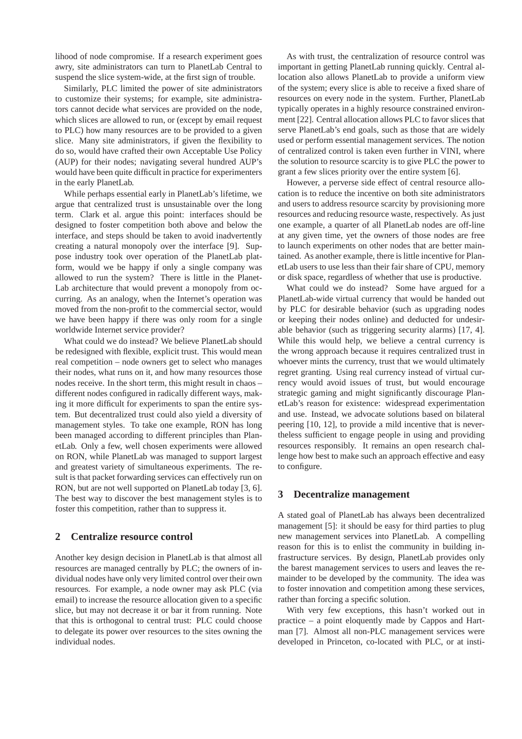lihood of node compromise. If a research experiment goes awry, site administrators can turn to PlanetLab Central to suspend the slice system-wide, at the first sign of trouble.

Similarly, PLC limited the power of site administrators to customize their systems; for example, site administrators cannot decide what services are provided on the node, which slices are allowed to run, or (except by email request to PLC) how many resources are to be provided to a given slice. Many site administrators, if given the flexibility to do so, would have crafted their own Acceptable Use Policy (AUP) for their nodes; navigating several hundred AUP's would have been quite difficult in practice for experimenters in the early PlanetLab.

While perhaps essential early in PlanetLab's lifetime, we argue that centralized trust is unsustainable over the long term. Clark et al. argue this point: interfaces should be designed to foster competition both above and below the interface, and steps should be taken to avoid inadvertently creating a natural monopoly over the interface [9]. Suppose industry took over operation of the PlanetLab platform, would we be happy if only a single company was allowed to run the system? There is little in the PlanetLab architecture that would prevent a monopoly from occurring. As an analogy, when the Internet's operation was moved from the non-profit to the commercial sector, would we have been happy if there was only room for a single worldwide Internet service provider?

What could we do instead? We believe PlanetLab should be redesigned with flexible, explicit trust. This would mean real competition – node owners get to select who manages their nodes, what runs on it, and how many resources those nodes receive. In the short term, this might result in chaos – different nodes configured in radically different ways, making it more difficult for experiments to span the entire system. But decentralized trust could also yield a diversity of management styles. To take one example, RON has long been managed according to different principles than PlanetLab. Only a few, well chosen experiments were allowed on RON, while PlanetLab was managed to support largest and greatest variety of simultaneous experiments. The result is that packet forwarding services can effectively run on RON, but are not well supported on PlanetLab today [3, 6]. The best way to discover the best management styles is to foster this competition, rather than to suppress it.

## 2 Centralize resource control

Another key design decision in PlanetLab is that almost all resources are managed centrally by PLC; the owners of individual nodes have only very limited control over their own resources. For example, a node owner may ask PLC (via email) to increase the resource allocation given to a specific slice, but may not decrease it or bar it from running. Note that this is orthogonal to central trust: PLC could choose to delegate its power over resources to the sites owning the individual nodes.

As with trust, the centralization of resource control was important in getting PlanetLab running quickly. Central allocation also allows PlanetLab to provide a uniform view of the system; every slice is able to receive a fixed share of resources on every node in the system. Further, PlanetLab typically operates in a highly resource constrained environment [22]. Central allocation allows PLC to favor slices that serve PlanetLab's end goals, such as those that are widely used or perform essential management services. The notion of centralized control is taken even further in VINI, where the solution to resource scarcity is to give PLC the power to grant a few slices priority over the entire system [6].

However, a perverse side effect of central resource allocation is to reduce the incentive on both site administrators and users to address resource scarcity by provisioning more resources and reducing resource waste, respectively. As just one example, a quarter of all PlanetLab nodes are off-line at any given time, yet the owners of those nodes are free to launch experiments on other nodes that are better maintained. As another example, there is little incentive for PlanetLab users to use less than their fair share of CPU, memory or disk space, regardless of whether that use is productive.

What could we do instead? Some have argued for a PlanetLab-wide virtual currency that would be handed out by PLC for desirable behavior (such as upgrading nodes or keeping their nodes online) and deducted for undesirable behavior (such as triggering security alarms) [17, 4]. While this would help, we believe a central currency is the wrong approach because it requires centralized trust in whoever mints the currency, trust that we would ultimately regret granting. Using real currency instead of virtual currency would avoid issues of trust, but would encourage strategic gaming and might significantly discourage PlanetLab's reason for existence: widespread experimentation and use. Instead, we advocate solutions based on bilateral peering [10, 12], to provide a mild incentive that is nevertheless sufficient to engage people in using and providing resources responsibly. It remains an open research challenge how best to make such an approach effective and easy to configure.

## 3 Decentralize management

A stated goal of PlanetLab has always been decentralized management [5]: it should be easy for third parties to plug new management services into PlanetLab. A compelling reason for this is to enlist the community in building infrastructure services. By design, PlanetLab provides only the barest management services to users and leaves the remainder to be developed by the community. The idea was to foster innovation and competition among these services, rather than forcing a specific solution.

With very few exceptions, this hasn't worked out in practice – a point eloquently made by Cappos and Hartman [7]. Almost all non-PLC management services were developed in Princeton, co-located with PLC, or at insti-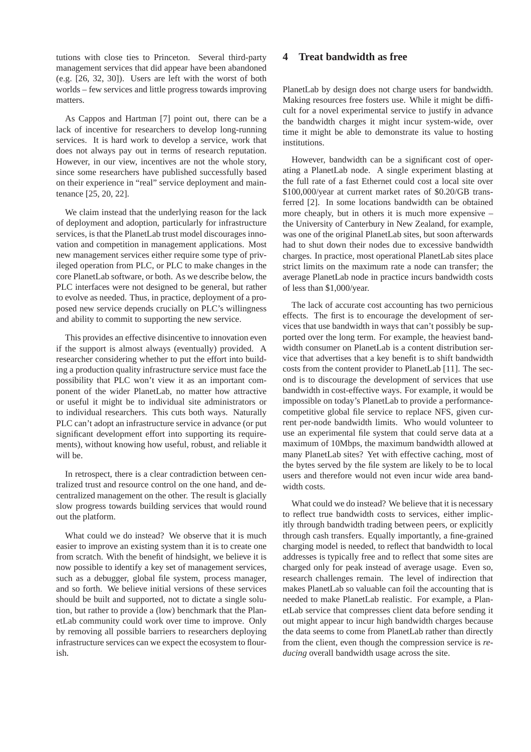tutions with close ties to Princeton. Several third-party management services that did appear have been abandoned (e.g. [26, 32, 30]). Users are left with the worst of both worlds – few services and little progress towards improving matters.

As Cappos and Hartman [7] point out, there can be a lack of incentive for researchers to develop long-running services. It is hard work to develop a service, work that does not always pay out in terms of research reputation. However, in our view, incentives are not the whole story, since some researchers have published successfully based on their experience in "real" service deployment and maintenance [25, 20, 22].

We claim instead that the underlying reason for the lack of deployment and adoption, particularly for infrastructure services, is that the PlanetLab trust model discourages innovation and competition in management applications. Most new management services either require some type of privileged operation from PLC, or PLC to make changes in the core PlanetLab software, or both. As we describe below, the PLC interfaces were not designed to be general, but rather to evolve as needed. Thus, in practice, deployment of a proposed new service depends crucially on PLC's willingness and ability to commit to supporting the new service.

This provides an effective disincentive to innovation even if the support is almost always (eventually) provided. A researcher considering whether to put the effort into building a production quality infrastructure service must face the possibility that PLC won't view it as an important component of the wider PlanetLab, no matter how attractive or useful it might be to individual site administrators or to individual researchers. This cuts both ways. Naturally PLC can't adopt an infrastructure service in advance (or put significant development effort into supporting its requirements), without knowing how useful, robust, and reliable it will be.

In retrospect, there is a clear contradiction between centralized trust and resource control on the one hand, and decentralized management on the other. The result is glacially slow progress towards building services that would round out the platform.

What could we do instead? We observe that it is much easier to improve an existing system than it is to create one from scratch. With the benefit of hindsight, we believe it is now possible to identify a key set of management services, such as a debugger, global file system, process manager, and so forth. We believe initial versions of these services should be built and supported, not to dictate a single solution, but rather to provide a (low) benchmark that the PlanetLab community could work over time to improve. Only by removing all possible barriers to researchers deploying infrastructure services can we expect the ecosystem to flourish.

## 4 Treat bandwidth as free

PlanetLab by design does not charge users for bandwidth. Making resources free fosters use. While it might be difficult for a novel experimental service to justify in advance the bandwidth charges it might incur system-wide, over time it might be able to demonstrate its value to hosting institutions.

However, bandwidth can be a significant cost of operating a PlanetLab node. A single experiment blasting at the full rate of a fast Ethernet could cost a local site over \$100,000/year at current market rates of \$0.20/GB transferred [2]. In some locations bandwidth can be obtained more cheaply, but in others it is much more expensive – the University of Canterbury in New Zealand, for example, was one of the original PlanetLab sites, but soon afterwards had to shut down their nodes due to excessive bandwidth charges. In practice, most operational PlanetLab sites place strict limits on the maximum rate a node can transfer; the average PlanetLab node in practice incurs bandwidth costs of less than \$1,000/year.

The lack of accurate cost accounting has two pernicious effects. The first is to encourage the development of services that use bandwidth in ways that can't possibly be supported over the long term. For example, the heaviest bandwidth consumer on PlanetLab is a content distribution service that advertises that a key benefit is to shift bandwidth costs from the content provider to PlanetLab [11]. The second is to discourage the development of services that use bandwidth in cost-effective ways. For example, it would be impossible on today's PlanetLab to provide a performance-competitive global file service to replace NFS, given current per-node bandwidth limits. Who would volunteer to use an experimental file system that could serve data at a maximum of 10Mbps, the maximum bandwidth allowed at many PlanetLab sites? Yet with effective caching, most of the bytes served by the file system are likely to be to local users and therefore would not even incur wide area bandwidth costs.

What could we do instead? We believe that it is necessary to reflect true bandwidth costs to services, either implicitly through bandwidth trading between peers, or explicitly through cash transfers. Equally importantly, a fine-grained charging model is needed, to reflect that bandwidth to local addresses is typically free and to reflect that some sites are charged only for peak instead of average usage. Even so, research challenges remain. The level of indirection that makes PlanetLab so valuable can foil the accounting that is needed to make PlanetLab realistic. For example, a PlanetLab service that compresses client data before sending it out might appear to incur high bandwidth charges because the data seems to come from PlanetLab rather than directly from the client, even though the compression service is *reducing* overall bandwidth usage across the site.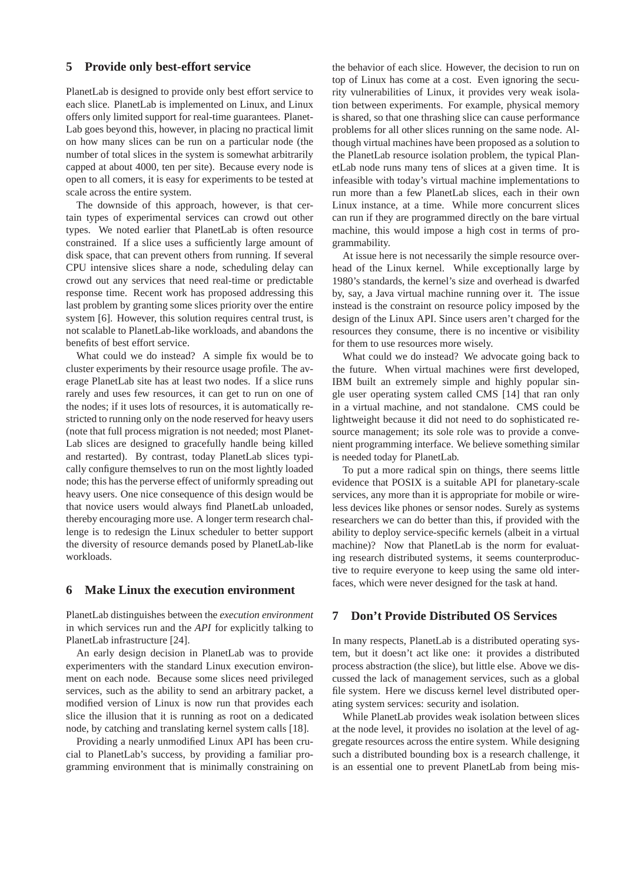## 5 Provide only best-effort service

PlanetLab is designed to provide only best effort service to each slice. PlanetLab is implemented on Linux, and Linux offers only limited support for real-time guarantees. PlanetLab goes beyond this, however, in placing no practical limit on how many slices can be run on a particular node (the number of total slices in the system is somewhat arbitrarily capped at about 4000, ten per site). Because every node is open to all comers, it is easy for experiments to be tested at scale across the entire system.

The downside of this approach, however, is that certain types of experimental services can crowd out other types. We noted earlier that PlanetLab is often resource constrained. If a slice uses a sufficiently large amount of disk space, that can prevent others from running. If several CPU intensive slices share a node, scheduling delay can crowd out any services that need real-time or predictable response time. Recent work has proposed addressing this last problem by granting some slices priority over the entire system [6]. However, this solution requires central trust, is not scalable to PlanetLab-like workloads, and abandons the benefits of best effort service.

What could we do instead? A simple fix would be to cluster experiments by their resource usage profile. The average PlanetLab site has at least two nodes. If a slice runs rarely and uses few resources, it can get to run on one of the nodes; if it uses lots of resources, it is automatically restricted to running only on the node reserved for heavy users (note that full process migration is not needed; most PlanetLab slices are designed to gracefully handle being killed and restarted). By contrast, today PlanetLab slices typically configure themselves to run on the most lightly loaded node; this has the perverse effect of uniformly spreading out heavy users. One nice consequence of this design would be that novice users would always find PlanetLab unloaded, thereby encouraging more use. A longer term research challenge is to redesign the Linux scheduler to better support the diversity of resource demands posed by PlanetLab-like workloads.

## 6 Make Linux the execution environment

PlanetLab distinguishes between the *execution environment* in which services run and the *API* for explicitly talking to PlanetLab infrastructure [24].

An early design decision in PlanetLab was to provide experimenters with the standard Linux execution environment on each node. Because some slices need privileged services, such as the ability to send an arbitrary packet, a modified version of Linux is now run that provides each slice the illusion that it is running as root on a dedicated node, by catching and translating kernel system calls [18].

Providing a nearly unmodified Linux API has been crucial to PlanetLab's success, by providing a familiar programming environment that is minimally constraining on the behavior of each slice. However, the decision to run on top of Linux has come at a cost. Even ignoring the security vulnerabilities of Linux, it provides very weak isolation between experiments. For example, physical memory is shared, so that one thrashing slice can cause performance problems for all other slices running on the same node. Although virtual machines have been proposed as a solution to the PlanetLab resource isolation problem, the typical PlanetLab node runs many tens of slices at a given time. It is infeasible with today's virtual machine implementations to run more than a few PlanetLab slices, each in their own Linux instance, at a time. While more concurrent slices can run if they are programmed directly on the bare virtual machine, this would impose a high cost in terms of programmability.

At issue here is not necessarily the simple resource overhead of the Linux kernel. While exceptionally large by 1980's standards, the kernel's size and overhead is dwarfed by, say, a Java virtual machine running over it. The issue instead is the constraint on resource policy imposed by the design of the Linux API. Since users aren't charged for the resources they consume, there is no incentive or visibility for them to use resources more wisely.

What could we do instead? We advocate going back to the future. When virtual machines were first developed, IBM built an extremely simple and highly popular single user operating system called CMS [14] that ran only in a virtual machine, and not standalone. CMS could be lightweight because it did not need to do sophisticated resource management; its sole role was to provide a convenient programming interface. We believe something similar is needed today for PlanetLab.

To put a more radical spin on things, there seems little evidence that POSIX is a suitable API for planetary-scale services, any more than it is appropriate for mobile or wireless devices like phones or sensor nodes. Surely as systems researchers we can do better than this, if provided with the ability to deploy service-specific kernels (albeit in a virtual machine)? Now that PlanetLab is the norm for evaluating research distributed systems, it seems counterproductive to require everyone to keep using the same old interfaces, which were never designed for the task at hand.

## 7 Don't Provide Distributed OS Services

In many respects, PlanetLab is a distributed operating system, but it doesn't act like one: it provides a distributed process abstraction (the slice), but little else. Above we discussed the lack of management services, such as a global file system. Here we discuss kernel level distributed operating system services: security and isolation.

While PlanetLab provides weak isolation between slices at the node level, it provides no isolation at the level of aggregate resources across the entire system. While designing such a distributed bounding box is a research challenge, it is an essential one to prevent PlanetLab from being mis-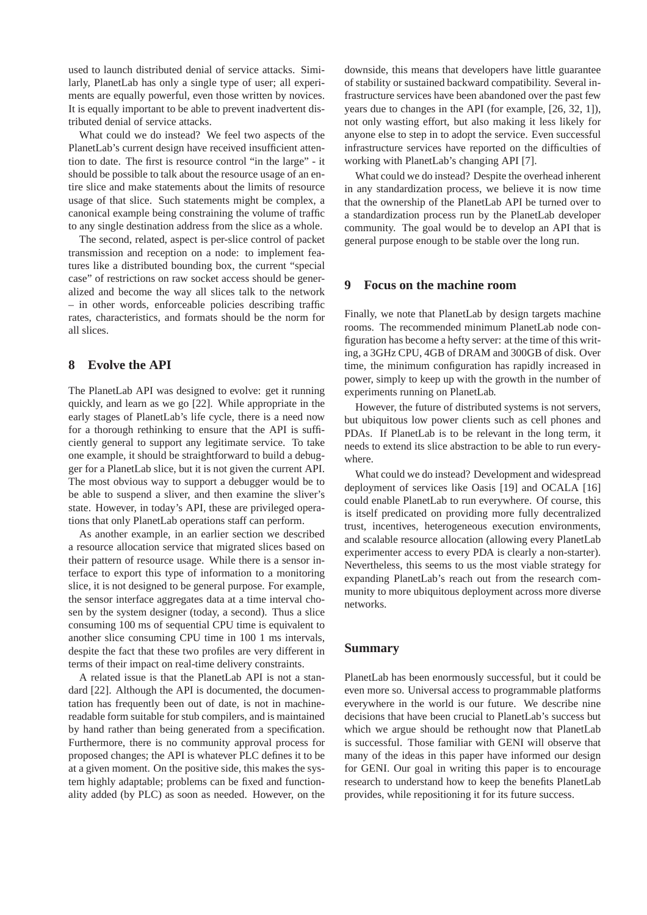used to launch distributed denial of service attacks. Similarly, PlanetLab has only a single type of user; all experiments are equally powerful, even those written by novices. It is equally important to be able to prevent inadvertent distributed denial of service attacks.

What could we do instead? We feel two aspects of the PlanetLab's current design have received insufficient attention to date. The first is resource control "in the large" - it should be possible to talk about the resource usage of an entire slice and make statements about the limits of resource usage of that slice. Such statements might be complex, a canonical example being constraining the volume of traffic to any single destination address from the slice as a whole.

The second, related, aspect is per-slice control of packet transmission and reception on a node: to implement features like a distributed bounding box, the current "special case" of restrictions on raw socket access should be generalized and become the way all slices talk to the network – in other words, enforceable policies describing traffic rates, characteristics, and formats should be the norm for all slices.

## 8 Evolve the API

The PlanetLab API was designed to evolve: get it running quickly, and learn as we go [22]. While appropriate in the early stages of PlanetLab's life cycle, there is a need now for a thorough rethinking to ensure that the API is sufficiently general to support any legitimate service. To take one example, it should be straightforward to build a debugger for a PlanetLab slice, but it is not given the current API. The most obvious way to support a debugger would be to be able to suspend a sliver, and then examine the sliver's state. However, in today's API, these are privileged operations that only PlanetLab operations staff can perform.

As another example, in an earlier section we described a resource allocation service that migrated slices based on their pattern of resource usage. While there is a sensor interface to export this type of information to a monitoring slice, it is not designed to be general purpose. For example, the sensor interface aggregates data at a time interval chosen by the system designer (today, a second). Thus a slice consuming 100 ms of sequential CPU time is equivalent to another slice consuming CPU time in 100 1 ms intervals, despite the fact that these two profiles are very different in terms of their impact on real-time delivery constraints.

A related issue is that the PlanetLab API is not a standard [22]. Although the API is documented, the documentation has frequently been out of date, is not in machine-readable form suitable for stub compilers, and is maintained by hand rather than being generated from a specification. Furthermore, there is no community approval process for proposed changes; the API is whatever PLC defines it to be at a given moment. On the positive side, this makes the system highly adaptable; problems can be fixed and functionality added (by PLC) as soon as needed. However, on the downside, this means that developers have little guarantee of stability or sustained backward compatibility. Several infrastructure services have been abandoned over the past few years due to changes in the API (for example, [26, 32, 1]), not only wasting effort, but also making it less likely for anyone else to step in to adopt the service. Even successful infrastructure services have reported on the difficulties of working with PlanetLab's changing API [7].

What could we do instead? Despite the overhead inherent in any standardization process, we believe it is now time that the ownership of the PlanetLab API be turned over to a standardization process run by the PlanetLab developer community. The goal would be to develop an API that is general purpose enough to be stable over the long run.

## 9 Focus on the machine room

Finally, we note that PlanetLab by design targets machine rooms. The recommended minimum PlanetLab node configuration has become a hefty server: at the time of this writing, a 3GHz CPU, 4GB of DRAM and 300GB of disk. Over time, the minimum configuration has rapidly increased in power, simply to keep up with the growth in the number of experiments running on PlanetLab.

However, the future of distributed systems is not servers, but ubiquitous low power clients such as cell phones and PDAs. If PlanetLab is to be relevant in the long term, it needs to extend its slice abstraction to be able to run everywhere.

What could we do instead? Development and widespread deployment of services like Oasis [19] and OCALA [16] could enable PlanetLab to run everywhere. Of course, this is itself predicated on providing more fully decentralized trust, incentives, heterogeneous execution environments, and scalable resource allocation (allowing every PlanetLab experimenter access to every PDA is clearly a non-starter). Nevertheless, this seems to us the most viable strategy for expanding PlanetLab's reach out from the research community to more ubiquitous deployment across more diverse networks.

## Summary

PlanetLab has been enormously successful, but it could be even more so. Universal access to programmable platforms everywhere in the world is our future. We describe nine decisions that have been crucial to PlanetLab's success but which we argue should be rethought now that PlanetLab is successful. Those familiar with GENI will observe that many of the ideas in this paper have informed our design for GENI. Our goal in writing this paper is to encourage research to understand how to keep the benefits PlanetLab provides, while repositioning it for its future success.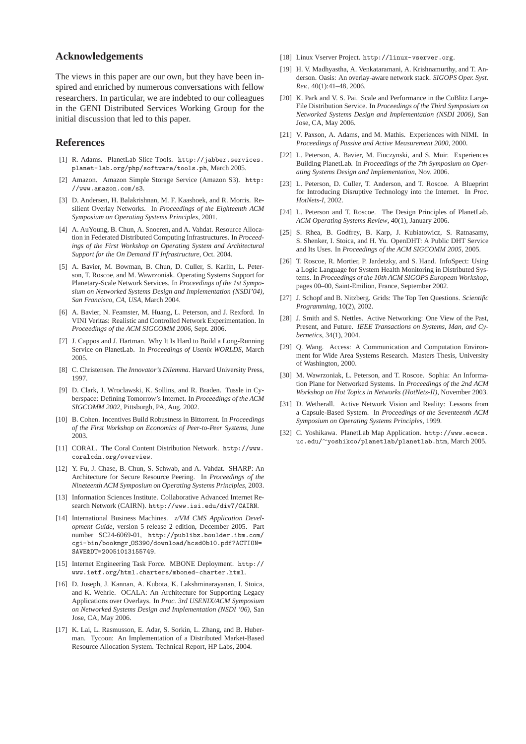## Acknowledgements

The views in this paper are our own, but they have been inspired and enriched by numerous conversations with fellow researchers. In particular, we are indebted to our colleagues in the GENI Distributed Services Working Group for the initial discussion that led to this paper.

## References

[1] R. Adams. PlanetLab Slice Tools. http://jabber.services.planet-lab.org/php/software/tools.ph, March 2005.

[2] Amazon. Amazon Simple Storage Service (Amazon S3). http://www.amazon.com/s3.

[3] D. Andersen, H. Balakrishnan, M. F. Kaashoek, and R. Morris. Resilient Overlay Networks. In *Proceedings of the Eighteenth ACM Symposium on Operating Systems Principles*, 2001.

[4] A. AuYoung, B. Chun, A. Snoeren, and A. Vahdat. Resource Allocation in Federated Distributed Computing Infrastructures. In *Proceedings of the First Workshop on Operating System and Architectural Support for the On Demand IT Infrastructure*, Oct. 2004.

[5] A. Bavier, M. Bowman, B. Chun, D. Culler, S. Karlin, L. Peterson, T. Roscoe, and M. Wawrzoniak. Operating Systems Support for Planetary-Scale Network Services. In *Proceedings of the 1st Symposium on Networked Systems Design and Implementation (NSDI'04), San Francisco, CA, USA*, March 2004.

[6] A. Bavier, N. Feamster, M. Huang, L. Peterson, and J. Rexford. In VINI Veritas: Realistic and Controlled Network Experimentation. In *Proceedings of the ACM SIGCOMM 2006*, Sept. 2006.

[7] J. Cappos and J. Hartman. Why It Is Hard to Build a Long-Running Service on PlanetLab. In *Proceedings of Usenix WORLDS*, March 2005.

[8] C. Christensen. *The Innovator's Dilemma*. Harvard University Press, 1997.

[9] D. Clark, J. Wroclawski, K. Sollins, and R. Braden. Tussle in Cyberspace: Defining Tomorrow's Internet. In *Proceedings of the ACM SIGCOMM 2002*, Pittsburgh, PA, Aug. 2002.

[10] B. Cohen. Incentives Build Robustness in Bittorrent. In *Proceedings of the First Workshop on Economics of Peer-to-Peer Systems*, June 2003.

[11] CORAL. The Coral Content Distribution Network. http://www.coralcdn.org/overview.

[12] Y. Fu, J. Chase, B. Chun, S. Schwab, and A. Vahdat. SHARP: An Architecture for Secure Resource Peering. In *Proceedings of the Nineteenth ACM Symposium on Operating Systems Principles*, 2003.

[13] Information Sciences Institute. Collaborative Advanced Internet Research Network (CAIRN). http://www.isi.edu/div7/CAIRN.

[14] International Business Machines. *z/VM CMS Application Development Guide*, version 5 release 2 edition, December 2005. Part number SC24-6069-01, http://publibz.boulder.ibm.com/cgi-bin/bookmgr_OS390/download/hcsd0b10.pdf?ACTION=SAVE&DT=20051013155749.

[15] Internet Engineering Task Force. MBONE Deployment. http://www.ietf.org/html.charters/mboned-charter.html.

[16] D. Joseph, J. Kannan, A. Kubota, K. Lakshminarayanan, I. Stoica, and K. Wehrle. OCALA: An Architecture for Supporting Legacy Applications over Overlays. In *Proc. 3rd USENIX/ACM Symposium on Networked Systems Design and Implementation (NSDI '06)*, San Jose, CA, May 2006.

[17] K. Lai, L. Rasmusson, E. Adar, S. Sorkin, L. Zhang, and B. Huberman. Tycoon: An Implementation of a Distributed Market-Based Resource Allocation System. Technical Report, HP Labs, 2004.

[18] Linux Vserver Project. http://linux-vserver.org.

[19] H. V. Madhyastha, A. Venkataramani, A. Krishnamurthy, and T. Anderson. Oasis: An overlay-aware network stack. *SIGOPS Oper. Syst. Rev.*, 40(1):41–48, 2006.

[20] K. Park and V. S. Pai. Scale and Performance in the CoBlitz Large-File Distribution Service. In *Proceedings of the Third Symposium on Networked Systems Design and Implementation (NSDI 2006)*, San Jose, CA, May 2006.

[21] V. Paxson, A. Adams, and M. Mathis. Experiences with NIMI. In *Proceedings of Passive and Active Measurement 2000*, 2000.

[22] L. Peterson, A. Bavier, M. Fiuczynski, and S. Muir. Experiences Building PlanetLab. In *Proceedings of the 7th Symposium on Operating Systems Design and Implementation*, Nov. 2006.

[23] L. Peterson, D. Culler, T. Anderson, and T. Roscoe. A Blueprint for Introducing Disruptive Technology into the Internet. In *Proc. HotNets-I*, 2002.

[24] L. Peterson and T. Roscoe. The Design Principles of PlanetLab. *ACM Operating Systems Review*, 40(1), January 2006.

[25] S. Rhea, B. Godfrey, B. Karp, J. Kubiatowicz, S. Ratnasamy, S. Shenker, I. Stoica, and H. Yu. OpenDHT: A Public DHT Service and Its Uses. In *Proceedings of the ACM SIGCOMM 2005*, 2005.

[26] T. Roscoe, R. Mortier, P. Jardetzky, and S. Hand. InfoSpect: Using a Logic Language for System Health Monitoring in Distributed Systems. In *Proceedings of the 10th ACM SIGOPS European Workshop*, pages 00–00, Saint-Emilion, France, September 2002.

[27] J. Schopf and B. Nitzberg. Grids: The Top Ten Questions. *Scientific Programming*, 10(2), 2002.

[28] J. Smith and S. Nettles. Active Networking: One View of the Past, Present, and Future. *IEEE Transactions on Systems, Man, and Cybernetics*, 34(1), 2004.

[29] Q. Wang. Access: A Communication and Computation Environment for Wide Area Systems Research. Masters Thesis, University of Washington, 2000.

[30] M. Wawrzoniak, L. Peterson, and T. Roscoe. Sophia: An Information Plane for Networked Systems. In *Proceedings of the 2nd ACM Workshop on Hot Topics in Networks (HotNets-II)*, November 2003.

[31] D. Wetherall. Active Network Vision and Reality: Lessons from a Capsule-Based System. In *Proceedings of the Seventeenth ACM Symposium on Operating Systems Principles*, 1999.

[32] C. Yoshikawa. PlanetLab Map Application. http://www.ececs.uc.edu/~yoshikco/planetlab/planetlab.htm, March 2005.